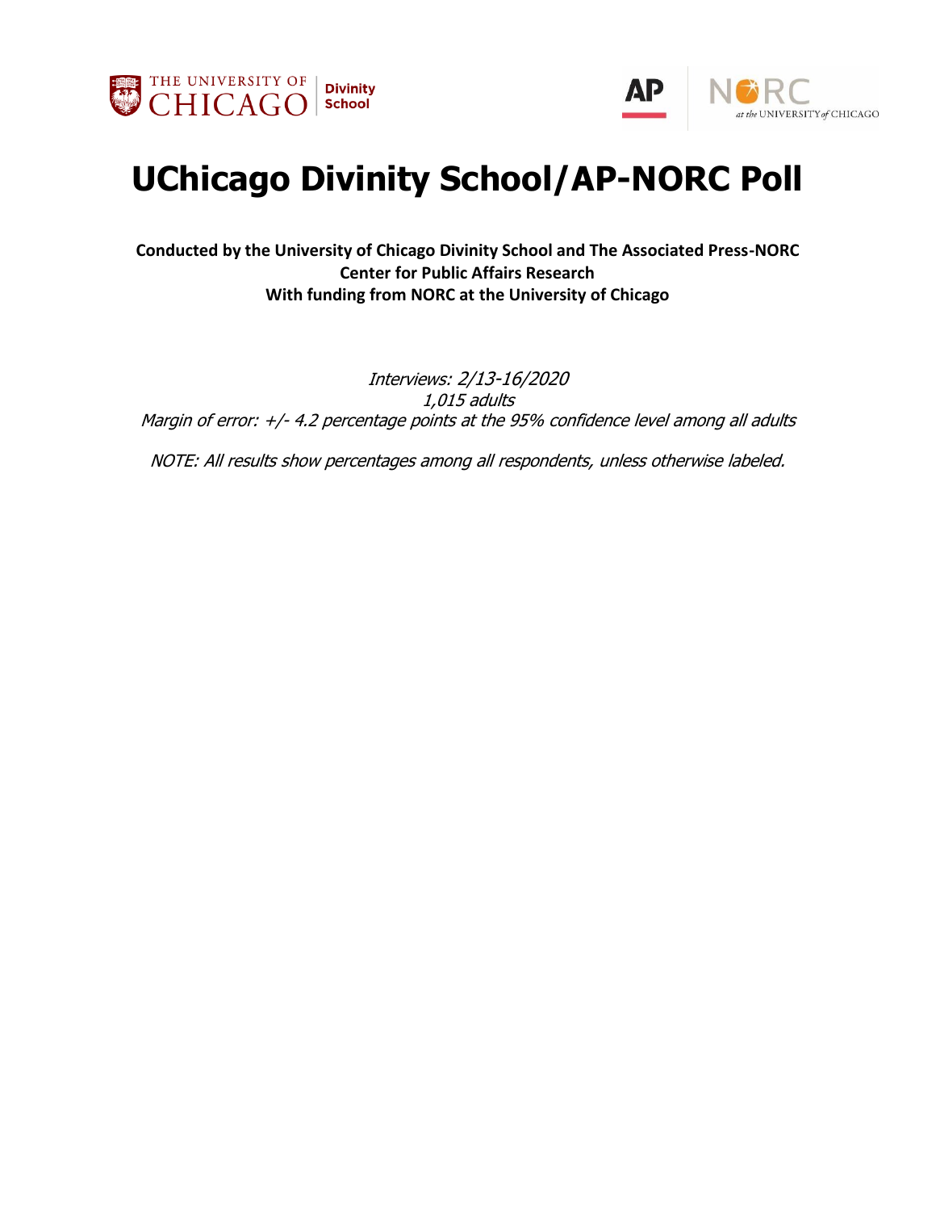# UChicago Divinity School/AP-NORC Poll

**Conducted by the University of Chicago Divinity School and The Associated Press-NORC Center for Public Affairs Research**
**With funding from NORC at the University of Chicago**

*Interviews: 2/13-16/2020*
*1,015 adults*
*Margin of error: +/- 4.2 percentage points at the 95% confidence level among all adults*

*NOTE: All results show percentages among all respondents, unless otherwise labeled.*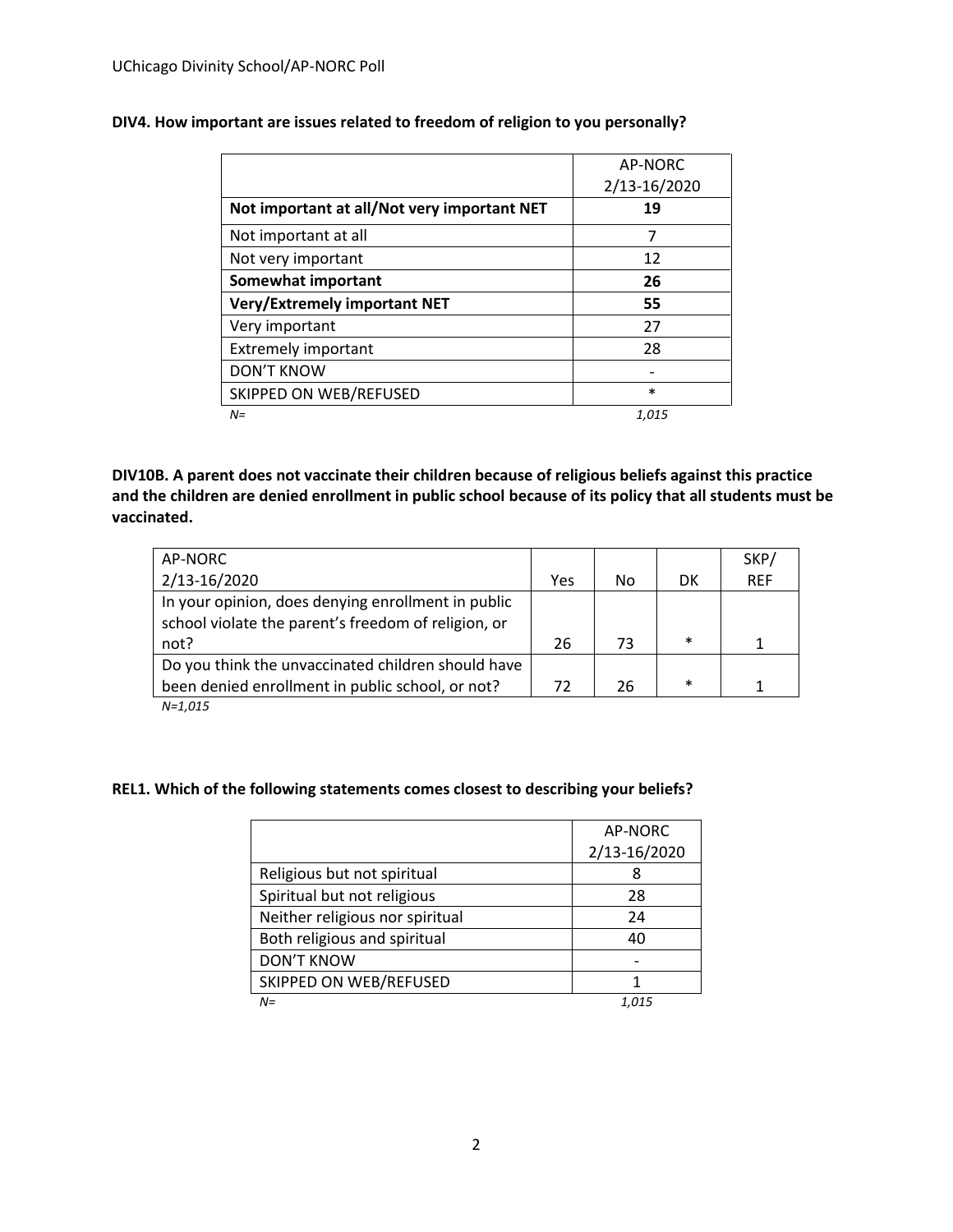**DIV4. How important are issues related to freedom of religion to you personally?**

| | AP-NORC 2/13-16/2020 |
|---|---|
| **Not important at all/Not very important NET** | **19** |
| Not important at all | 7 |
| Not very important | 12 |
| **Somewhat important** | **26** |
| **Very/Extremely important NET** | **55** |
| Very important | 27 |
| Extremely important | 28 |
| DON'T KNOW | - |
| SKIPPED ON WEB/REFUSED | * |
| *N=* | *1,015* |

**DIV10B. A parent does not vaccinate their children because of religious beliefs against this practice and the children are denied enrollment in public school because of its policy that all students must be vaccinated.**

| AP-NORC 2/13-16/2020 | Yes | No | DK | SKP/ REF |
|---|---|---|---|---|
| In your opinion, does denying enrollment in public school violate the parent's freedom of religion, or not? | 26 | 73 | * | 1 |
| Do you think the unvaccinated children should have been denied enrollment in public school, or not? | 72 | 26 | * | 1 |

*N=1,015*

**REL1. Which of the following statements comes closest to describing your beliefs?**

| | AP-NORC 2/13-16/2020 |
|---|---|
| Religious but not spiritual | 8 |
| Spiritual but not religious | 28 |
| Neither religious nor spiritual | 24 |
| Both religious and spiritual | 40 |
| DON'T KNOW | - |
| SKIPPED ON WEB/REFUSED | 1 |
| *N=* | *1,015* |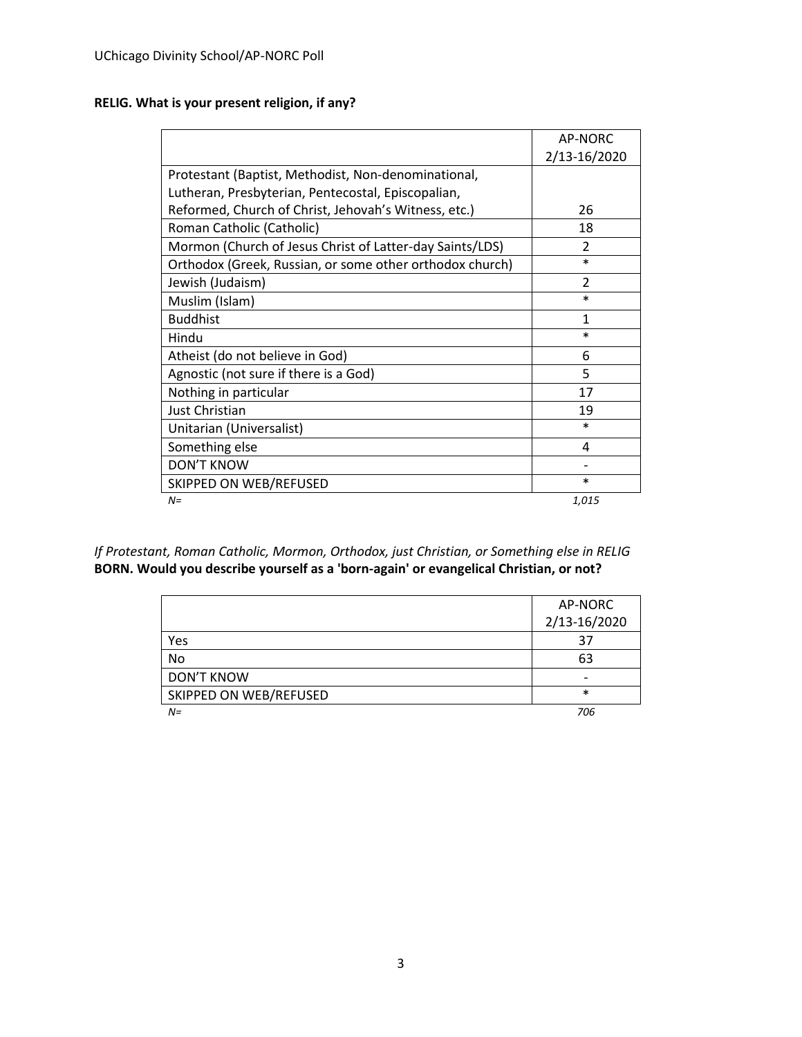**RELIG. What is your present religion, if any?**

| | AP-NORC 2/13-16/2020 |
|---|---|
| Protestant (Baptist, Methodist, Non-denominational, Lutheran, Presbyterian, Pentecostal, Episcopalian, Reformed, Church of Christ, Jehovah's Witness, etc.) | 26 |
| Roman Catholic (Catholic) | 18 |
| Mormon (Church of Jesus Christ of Latter-day Saints/LDS) | 2 |
| Orthodox (Greek, Russian, or some other orthodox church) | * |
| Jewish (Judaism) | 2 |
| Muslim (Islam) | * |
| Buddhist | 1 |
| Hindu | * |
| Atheist (do not believe in God) | 6 |
| Agnostic (not sure if there is a God) | 5 |
| Nothing in particular | 17 |
| Just Christian | 19 |
| Unitarian (Universalist) | * |
| Something else | 4 |
| DON'T KNOW | - |
| SKIPPED ON WEB/REFUSED | * |
| *N=* | *1,015* |

*If Protestant, Roman Catholic, Mormon, Orthodox, just Christian, or Something else in RELIG*
**BORN. Would you describe yourself as a 'born-again' or evangelical Christian, or not?**

| | AP-NORC 2/13-16/2020 |
|---|---|
| Yes | 37 |
| No | 63 |
| DON'T KNOW | - |
| SKIPPED ON WEB/REFUSED | * |
| *N=* | *706* |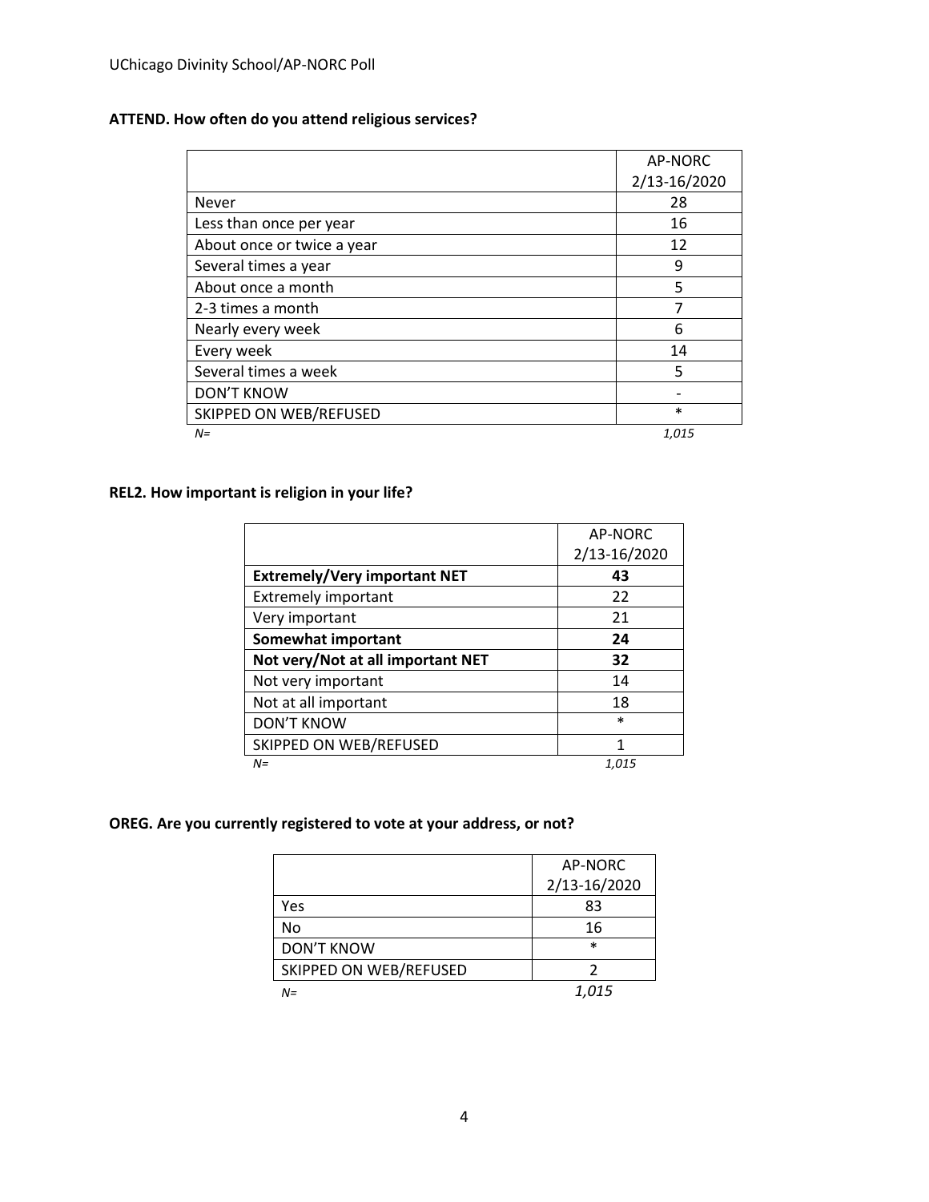**ATTEND. How often do you attend religious services?**

| | AP-NORC 2/13-16/2020 |
|---|---|
| Never | 28 |
| Less than once per year | 16 |
| About once or twice a year | 12 |
| Several times a year | 9 |
| About once a month | 5 |
| 2-3 times a month | 7 |
| Nearly every week | 6 |
| Every week | 14 |
| Several times a week | 5 |
| DON'T KNOW | - |
| SKIPPED ON WEB/REFUSED | * |
| *N=* | *1,015* |

**REL2. How important is religion in your life?**

| | AP-NORC 2/13-16/2020 |
|---|---|
| **Extremely/Very important NET** | **43** |
| Extremely important | 22 |
| Very important | 21 |
| **Somewhat important** | **24** |
| **Not very/Not at all important NET** | **32** |
| Not very important | 14 |
| Not at all important | 18 |
| DON'T KNOW | * |
| SKIPPED ON WEB/REFUSED | 1 |
| *N=* | *1,015* |

**OREG. Are you currently registered to vote at your address, or not?**

| | AP-NORC 2/13-16/2020 |
|---|---|
| Yes | 83 |
| No | 16 |
| DON'T KNOW | * |
| SKIPPED ON WEB/REFUSED | 2 |
| *N=* | *1,015* |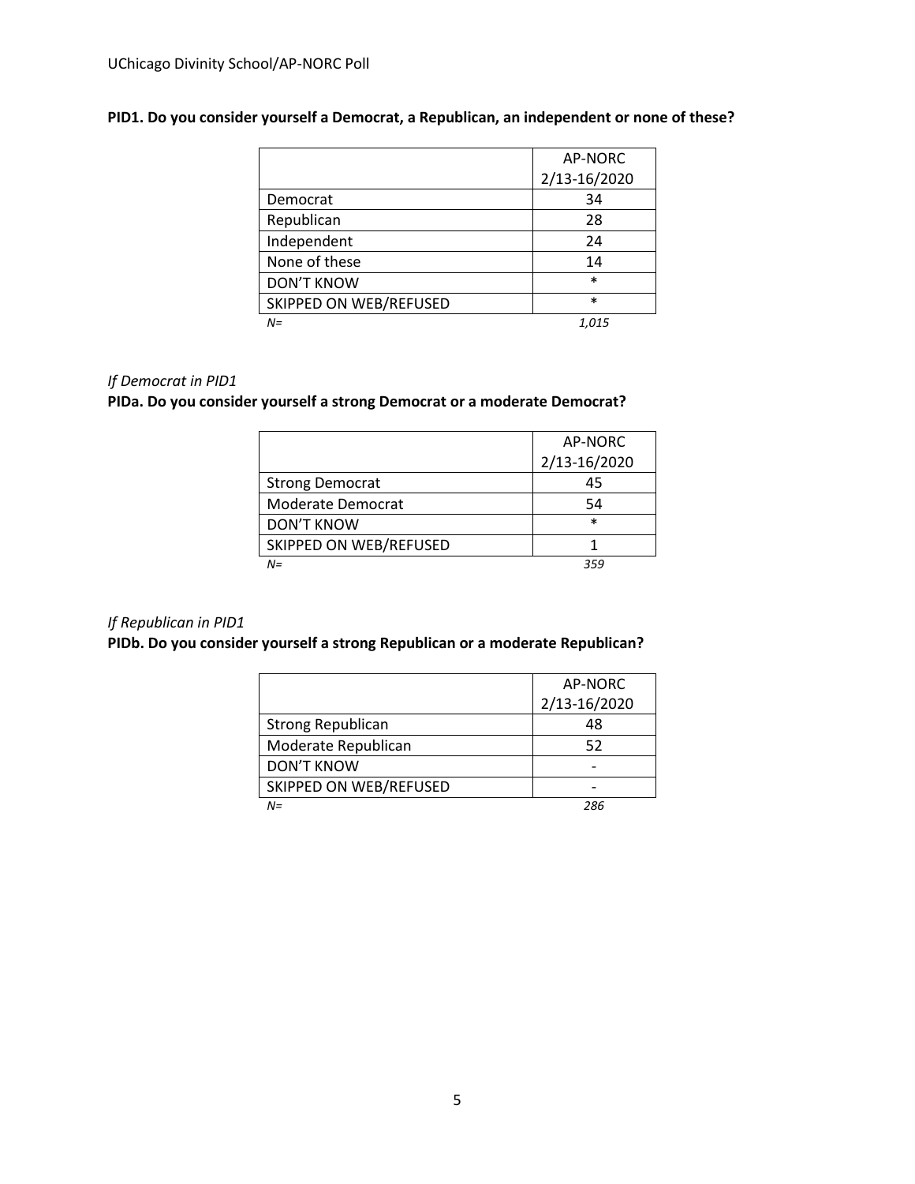**PID1. Do you consider yourself a Democrat, a Republican, an independent or none of these?**

| | AP-NORC 2/13-16/2020 |
|---|---|
| Democrat | 34 |
| Republican | 28 |
| Independent | 24 |
| None of these | 14 |
| DON'T KNOW | * |
| SKIPPED ON WEB/REFUSED | * |
| *N=* | *1,015* |

*If Democrat in PID1*

**PIDa. Do you consider yourself a strong Democrat or a moderate Democrat?**

| | AP-NORC 2/13-16/2020 |
|---|---|
| Strong Democrat | 45 |
| Moderate Democrat | 54 |
| DON'T KNOW | * |
| SKIPPED ON WEB/REFUSED | 1 |
| *N=* | *359* |

*If Republican in PID1*

**PIDb. Do you consider yourself a strong Republican or a moderate Republican?**

| | AP-NORC 2/13-16/2020 |
|---|---|
| Strong Republican | 48 |
| Moderate Republican | 52 |
| DON'T KNOW | - |
| SKIPPED ON WEB/REFUSED | - |
| *N=* | *286* |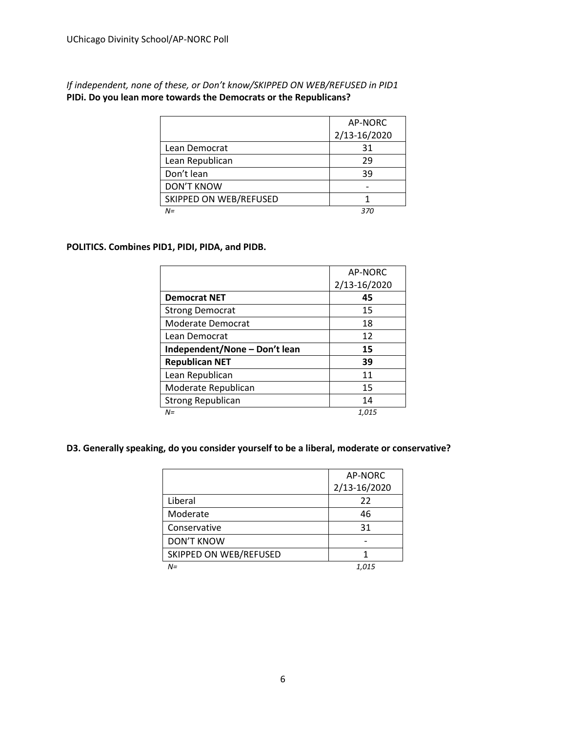*If independent, none of these, or Don't know/SKIPPED ON WEB/REFUSED in PID1*
**PIDi. Do you lean more towards the Democrats or the Republicans?**

| | AP-NORC 2/13-16/2020 |
|---|---|
| Lean Democrat | 31 |
| Lean Republican | 29 |
| Don't lean | 39 |
| DON'T KNOW | - |
| SKIPPED ON WEB/REFUSED | 1 |
| *N=* | *370* |

**POLITICS. Combines PID1, PIDI, PIDA, and PIDB.**

| | AP-NORC 2/13-16/2020 |
|---|---|
| **Democrat NET** | **45** |
| Strong Democrat | 15 |
| Moderate Democrat | 18 |
| Lean Democrat | 12 |
| **Independent/None – Don't lean** | **15** |
| **Republican NET** | **39** |
| Lean Republican | 11 |
| Moderate Republican | 15 |
| Strong Republican | 14 |
| *N=* | *1,015* |

**D3. Generally speaking, do you consider yourself to be a liberal, moderate or conservative?**

| | AP-NORC 2/13-16/2020 |
|---|---|
| Liberal | 22 |
| Moderate | 46 |
| Conservative | 31 |
| DON'T KNOW | - |
| SKIPPED ON WEB/REFUSED | 1 |
| *N=* | *1,015* |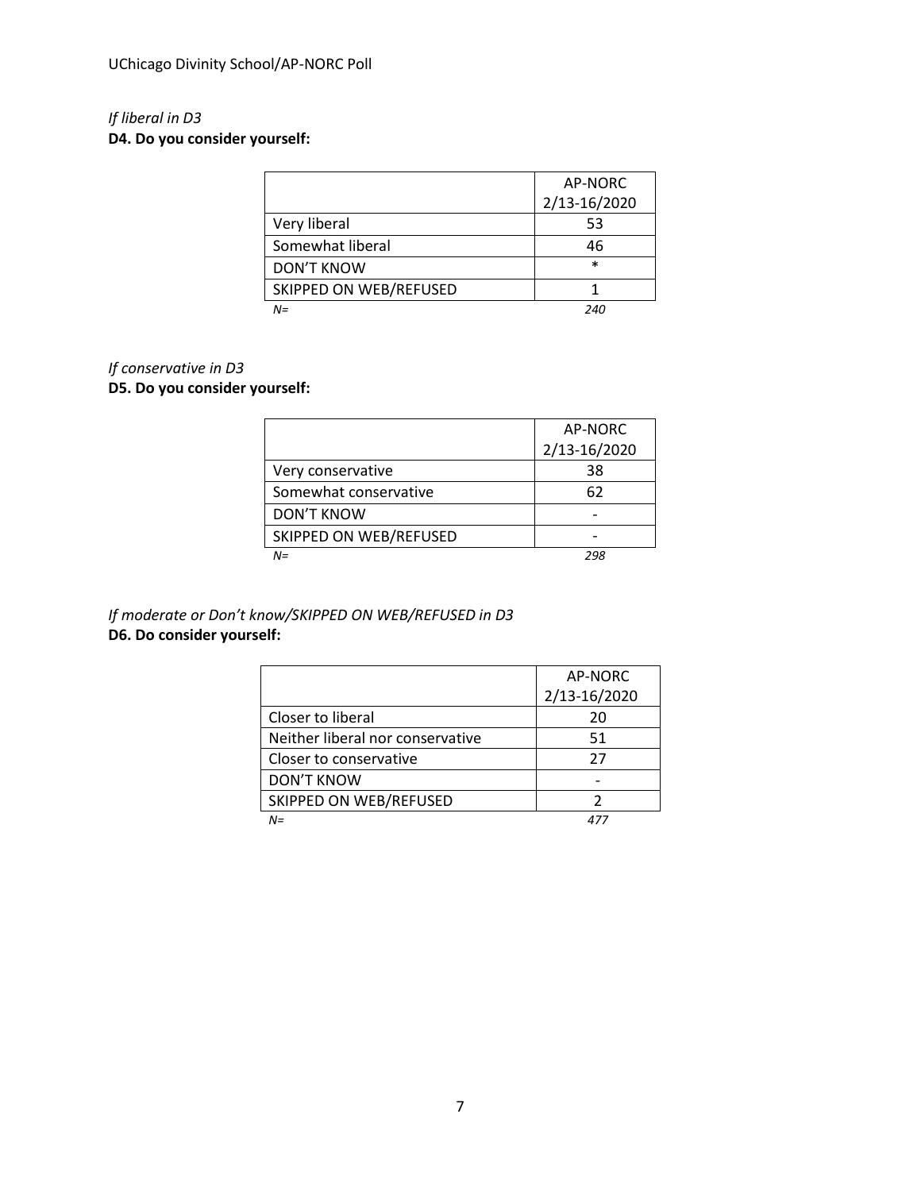*If liberal in D3*
**D4. Do you consider yourself:**

| | AP-NORC 2/13-16/2020 |
|---|---|
| Very liberal | 53 |
| Somewhat liberal | 46 |
| DON'T KNOW | * |
| SKIPPED ON WEB/REFUSED | 1 |
| *N=* | *240* |

*If conservative in D3*
**D5. Do you consider yourself:**

| | AP-NORC 2/13-16/2020 |
|---|---|
| Very conservative | 38 |
| Somewhat conservative | 62 |
| DON'T KNOW | - |
| SKIPPED ON WEB/REFUSED | - |
| *N=* | *298* |

*If moderate or Don't know/SKIPPED ON WEB/REFUSED in D3*
**D6. Do consider yourself:**

| | AP-NORC 2/13-16/2020 |
|---|---|
| Closer to liberal | 20 |
| Neither liberal nor conservative | 51 |
| Closer to conservative | 27 |
| DON'T KNOW | - |
| SKIPPED ON WEB/REFUSED | 2 |
| *N=* | *477* |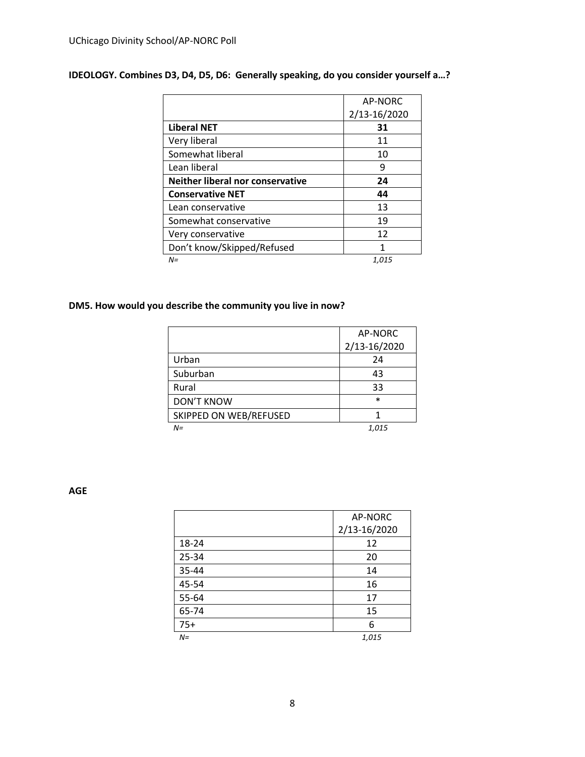**IDEOLOGY. Combines D3, D4, D5, D6: Generally speaking, do you consider yourself a…?**

| | AP-NORC 2/13-16/2020 |
|---|---|
| **Liberal NET** | **31** |
| Very liberal | 11 |
| Somewhat liberal | 10 |
| Lean liberal | 9 |
| **Neither liberal nor conservative** | **24** |
| **Conservative NET** | **44** |
| Lean conservative | 13 |
| Somewhat conservative | 19 |
| Very conservative | 12 |
| Don't know/Skipped/Refused | 1 |
| *N=* | *1,015* |

**DM5. How would you describe the community you live in now?**

| | AP-NORC 2/13-16/2020 |
|---|---|
| Urban | 24 |
| Suburban | 43 |
| Rural | 33 |
| DON'T KNOW | * |
| SKIPPED ON WEB/REFUSED | 1 |
| *N=* | *1,015* |

**AGE**

| | AP-NORC 2/13-16/2020 |
|---|---|
| 18-24 | 12 |
| 25-34 | 20 |
| 35-44 | 14 |
| 45-54 | 16 |
| 55-64 | 17 |
| 65-74 | 15 |
| 75+ | 6 |
| *N=* | *1,015* |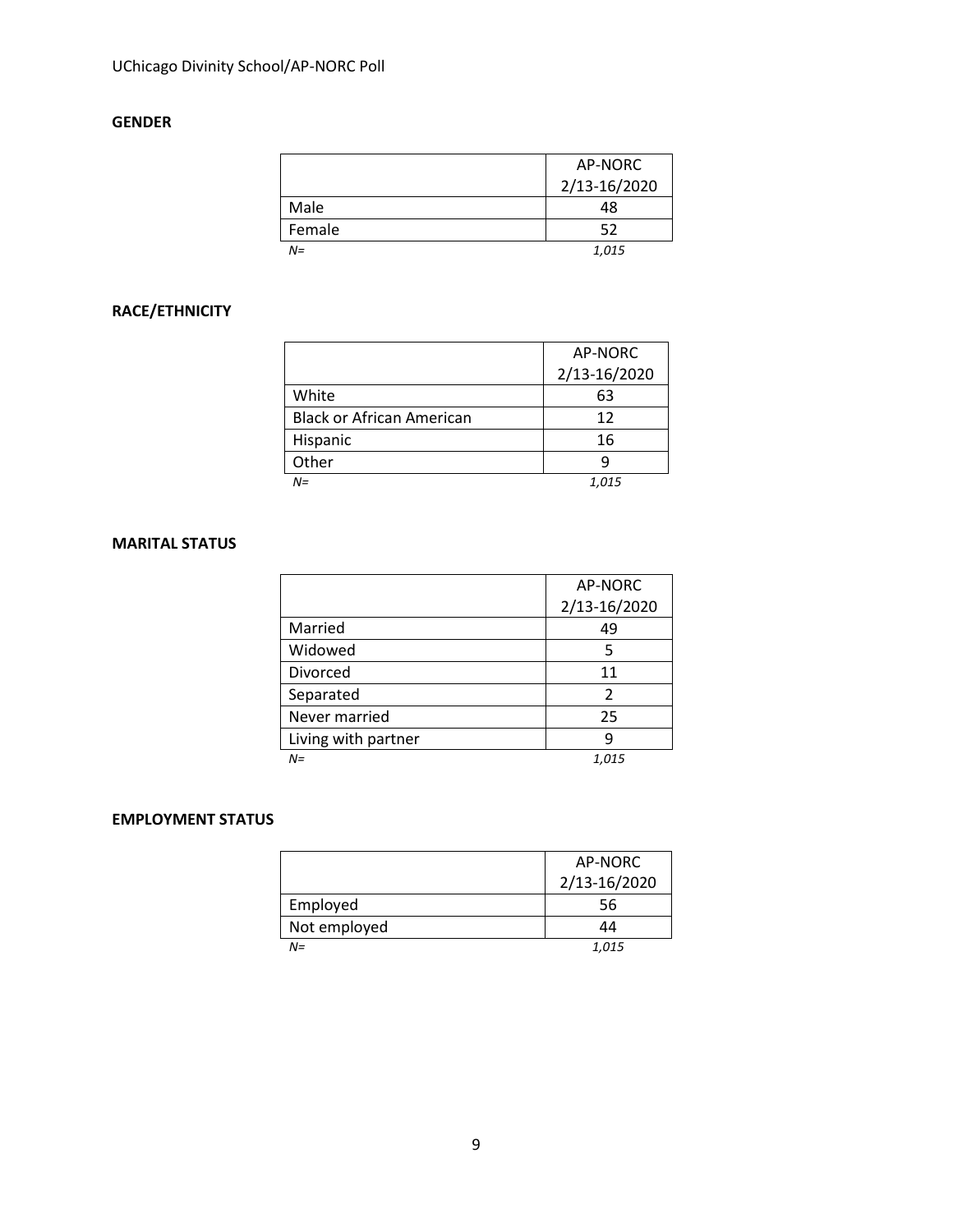## GENDER

| | AP-NORC 2/13-16/2020 |
|---|---|
| Male | 48 |
| Female | 52 |
| *N=* | *1,015* |

## RACE/ETHNICITY

| | AP-NORC 2/13-16/2020 |
|---|---|
| White | 63 |
| Black or African American | 12 |
| Hispanic | 16 |
| Other | 9 |
| *N=* | *1,015* |

## MARITAL STATUS

| | AP-NORC 2/13-16/2020 |
|---|---|
| Married | 49 |
| Widowed | 5 |
| Divorced | 11 |
| Separated | 2 |
| Never married | 25 |
| Living with partner | 9 |
| *N=* | *1,015* |

## EMPLOYMENT STATUS

| | AP-NORC 2/13-16/2020 |
|---|---|
| Employed | 56 |
| Not employed | 44 |
| *N=* | *1,015* |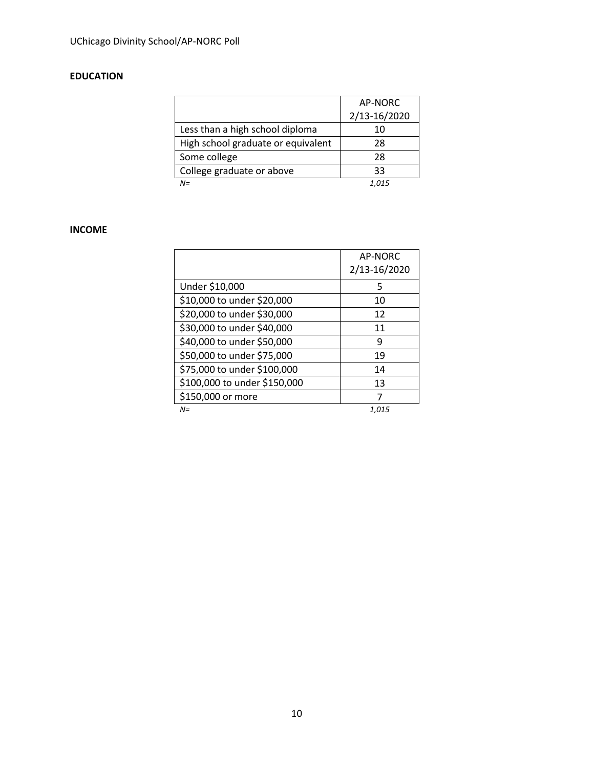**EDUCATION**

| | AP-NORC 2/13-16/2020 |
|---|---|
| Less than a high school diploma | 10 |
| High school graduate or equivalent | 28 |
| Some college | 28 |
| College graduate or above | 33 |
| *N=* | *1,015* |

**INCOME**

| | AP-NORC 2/13-16/2020 |
|---|---|
| Under $10,000 | 5 |
| $10,000 to under $20,000 | 10 |
| $20,000 to under $30,000 | 12 |
| $30,000 to under $40,000 | 11 |
| $40,000 to under $50,000 | 9 |
| $50,000 to under $75,000 | 19 |
| $75,000 to under $100,000 | 14 |
| $100,000 to under $150,000 | 13 |
| $150,000 or more | 7 |
| *N=* | *1,015* |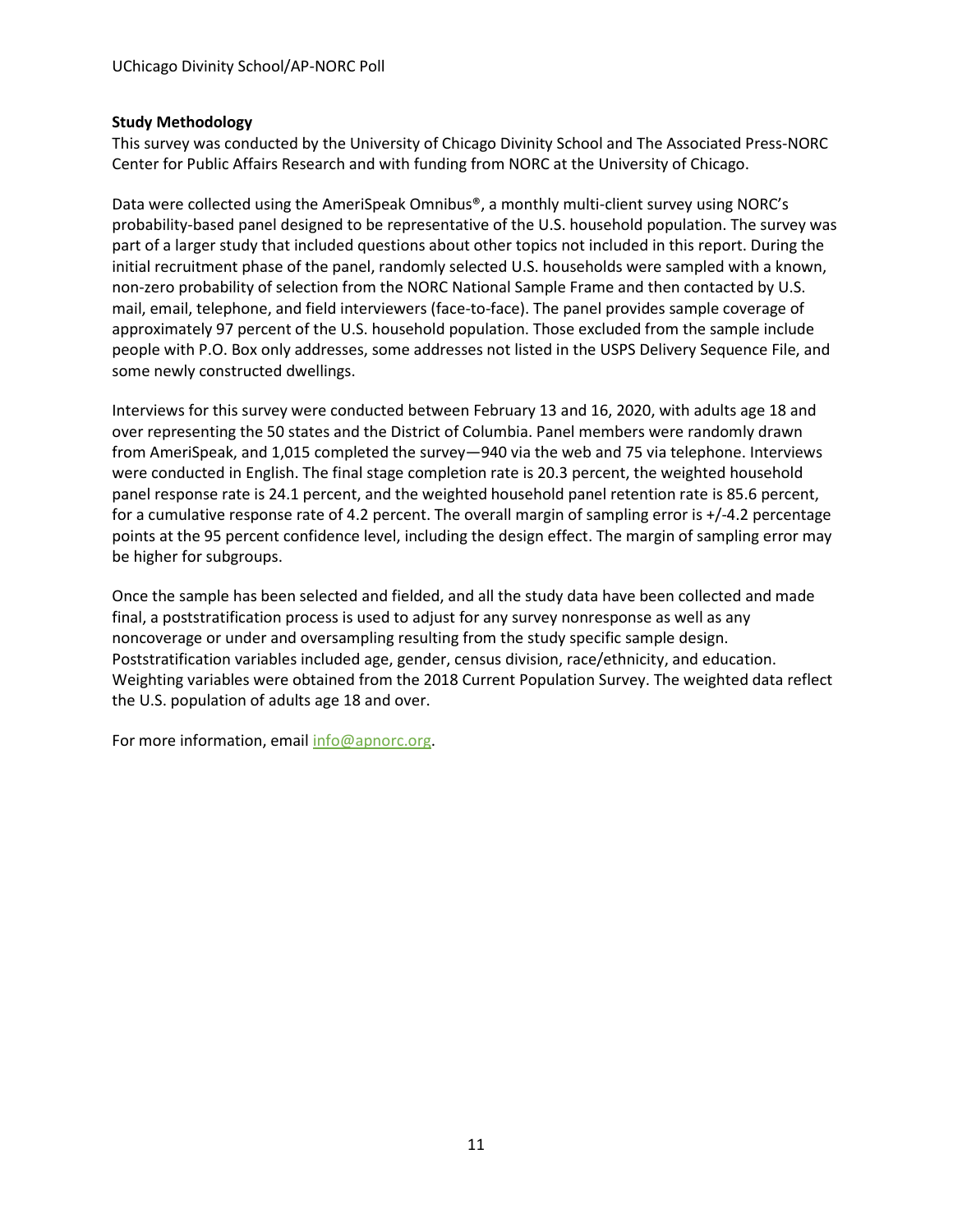**Study Methodology**

This survey was conducted by the University of Chicago Divinity School and The Associated Press-NORC Center for Public Affairs Research and with funding from NORC at the University of Chicago.

Data were collected using the AmeriSpeak Omnibus®, a monthly multi-client survey using NORC's probability-based panel designed to be representative of the U.S. household population. The survey was part of a larger study that included questions about other topics not included in this report. During the initial recruitment phase of the panel, randomly selected U.S. households were sampled with a known, non-zero probability of selection from the NORC National Sample Frame and then contacted by U.S. mail, email, telephone, and field interviewers (face-to-face). The panel provides sample coverage of approximately 97 percent of the U.S. household population. Those excluded from the sample include people with P.O. Box only addresses, some addresses not listed in the USPS Delivery Sequence File, and some newly constructed dwellings.

Interviews for this survey were conducted between February 13 and 16, 2020, with adults age 18 and over representing the 50 states and the District of Columbia. Panel members were randomly drawn from AmeriSpeak, and 1,015 completed the survey—940 via the web and 75 via telephone. Interviews were conducted in English. The final stage completion rate is 20.3 percent, the weighted household panel response rate is 24.1 percent, and the weighted household panel retention rate is 85.6 percent, for a cumulative response rate of 4.2 percent. The overall margin of sampling error is +/-4.2 percentage points at the 95 percent confidence level, including the design effect. The margin of sampling error may be higher for subgroups.

Once the sample has been selected and fielded, and all the study data have been collected and made final, a poststratification process is used to adjust for any survey nonresponse as well as any noncoverage or under and oversampling resulting from the study specific sample design. Poststratification variables included age, gender, census division, race/ethnicity, and education. Weighting variables were obtained from the 2018 Current Population Survey. The weighted data reflect the U.S. population of adults age 18 and over.

For more information, email info@apnorc.org.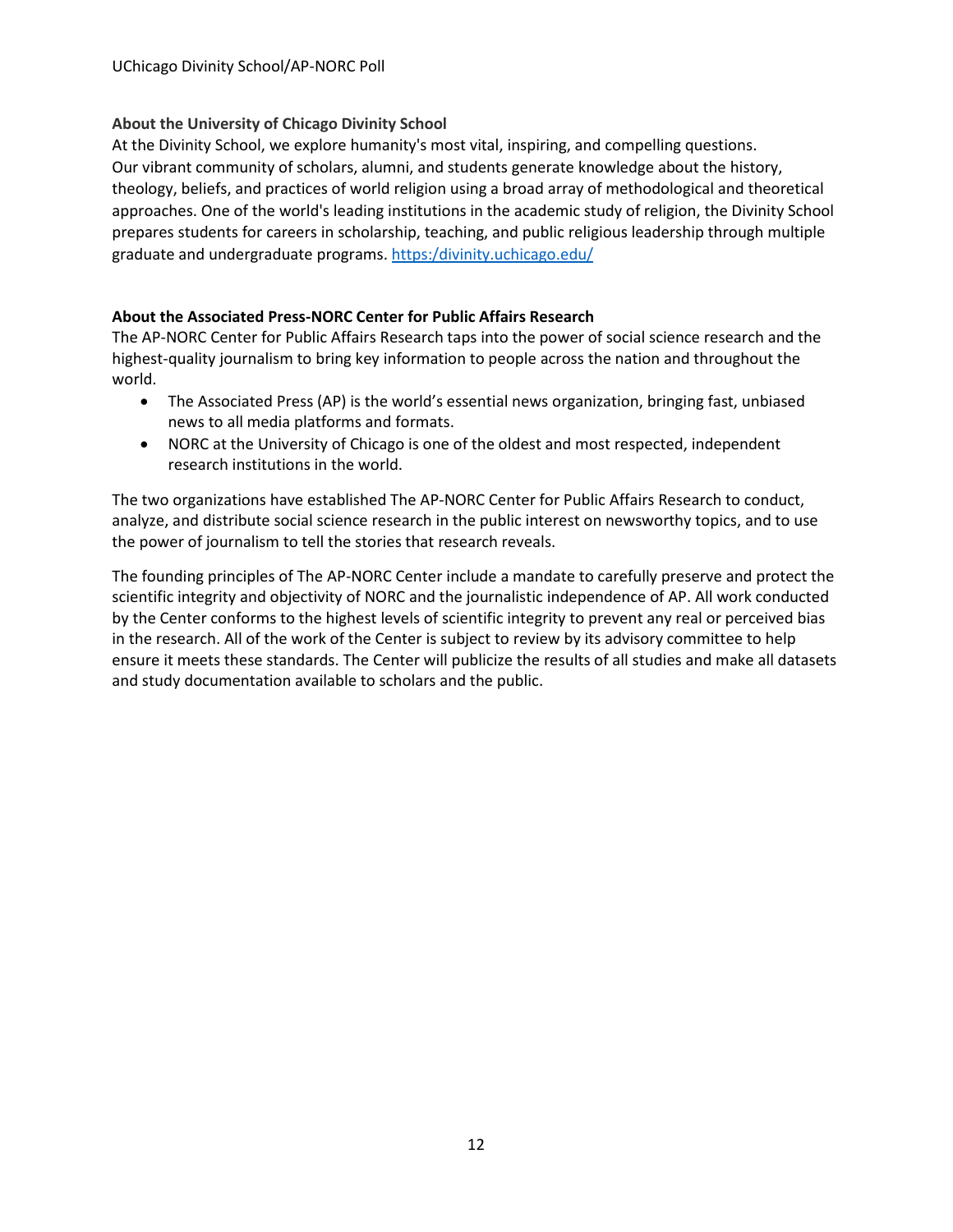**About the University of Chicago Divinity School**

At the Divinity School, we explore humanity's most vital, inspiring, and compelling questions. Our vibrant community of scholars, alumni, and students generate knowledge about the history, theology, beliefs, and practices of world religion using a broad array of methodological and theoretical approaches. One of the world's leading institutions in the academic study of religion, the Divinity School prepares students for careers in scholarship, teaching, and public religious leadership through multiple graduate and undergraduate programs. https:/divinity.uchicago.edu/

**About the Associated Press-NORC Center for Public Affairs Research**

The AP-NORC Center for Public Affairs Research taps into the power of social science research and the highest-quality journalism to bring key information to people across the nation and throughout the world.

- The Associated Press (AP) is the world's essential news organization, bringing fast, unbiased news to all media platforms and formats.
- NORC at the University of Chicago is one of the oldest and most respected, independent research institutions in the world.

The two organizations have established The AP-NORC Center for Public Affairs Research to conduct, analyze, and distribute social science research in the public interest on newsworthy topics, and to use the power of journalism to tell the stories that research reveals.

The founding principles of The AP-NORC Center include a mandate to carefully preserve and protect the scientific integrity and objectivity of NORC and the journalistic independence of AP. All work conducted by the Center conforms to the highest levels of scientific integrity to prevent any real or perceived bias in the research. All of the work of the Center is subject to review by its advisory committee to help ensure it meets these standards. The Center will publicize the results of all studies and make all datasets and study documentation available to scholars and the public.